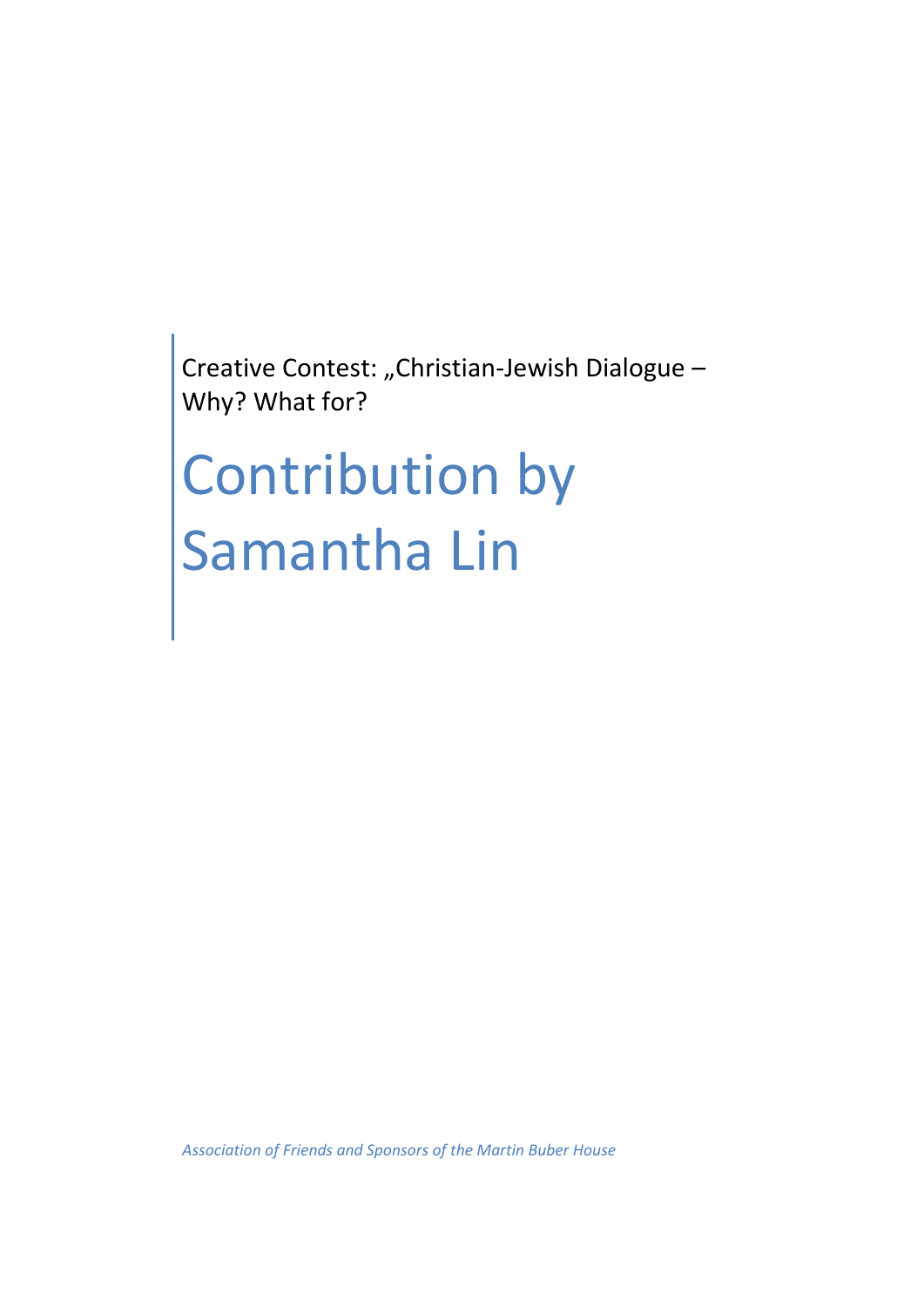Creative Contest: „Christian-Jewish Dialogue – Why? What for?

# Contribution by Samantha Lin

*Association of Friends and Sponsors of the Martin Buber House*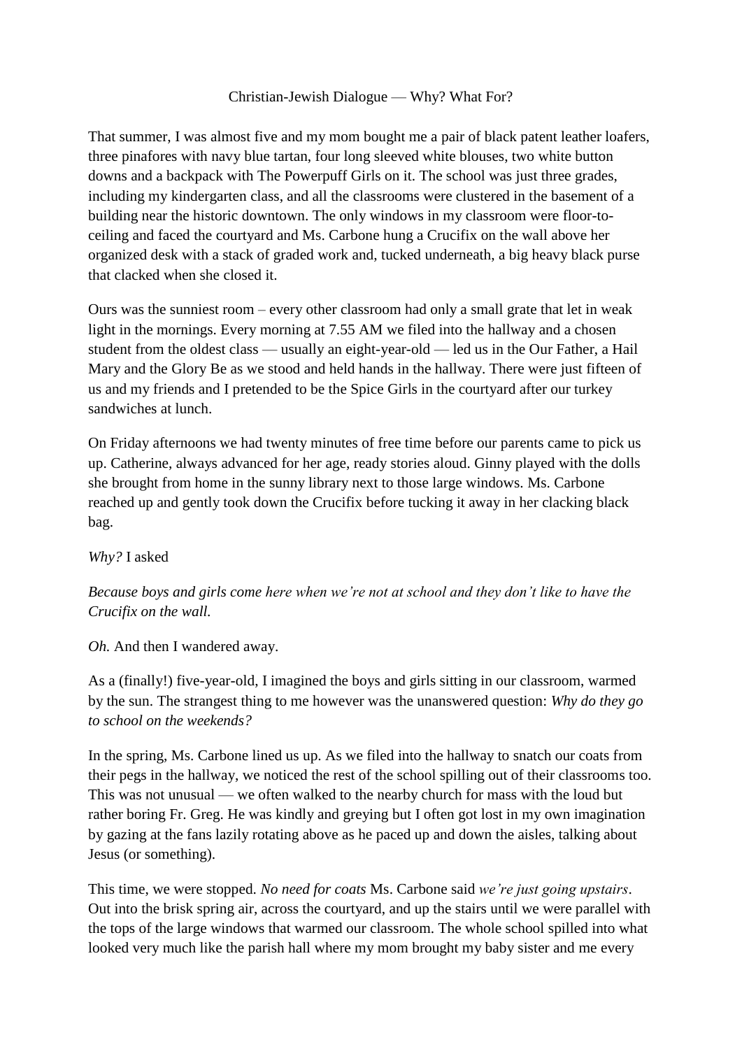Christian-Jewish Dialogue — Why? What For?

That summer, I was almost five and my mom bought me a pair of black patent leather loafers, three pinafores with navy blue tartan, four long sleeved white blouses, two white button downs and a backpack with The Powerpuff Girls on it. The school was just three grades, including my kindergarten class, and all the classrooms were clustered in the basement of a building near the historic downtown. The only windows in my classroom were floor-to-ceiling and faced the courtyard and Ms. Carbone hung a Crucifix on the wall above her organized desk with a stack of graded work and, tucked underneath, a big heavy black purse that clacked when she closed it.

Ours was the sunniest room – every other classroom had only a small grate that let in weak light in the mornings. Every morning at 7.55 AM we filed into the hallway and a chosen student from the oldest class — usually an eight-year-old — led us in the Our Father, a Hail Mary and the Glory Be as we stood and held hands in the hallway. There were just fifteen of us and my friends and I pretended to be the Spice Girls in the courtyard after our turkey sandwiches at lunch.

On Friday afternoons we had twenty minutes of free time before our parents came to pick us up. Catherine, always advanced for her age, ready stories aloud. Ginny played with the dolls she brought from home in the sunny library next to those large windows. Ms. Carbone reached up and gently took down the Crucifix before tucking it away in her clacking black bag.

*Why?* I asked

*Because boys and girls come here when we're not at school and they don't like to have the Crucifix on the wall.*

*Oh.* And then I wandered away.

As a (finally!) five-year-old, I imagined the boys and girls sitting in our classroom, warmed by the sun. The strangest thing to me however was the unanswered question: *Why do they go to school on the weekends?*

In the spring, Ms. Carbone lined us up. As we filed into the hallway to snatch our coats from their pegs in the hallway, we noticed the rest of the school spilling out of their classrooms too. This was not unusual — we often walked to the nearby church for mass with the loud but rather boring Fr. Greg. He was kindly and greying but I often got lost in my own imagination by gazing at the fans lazily rotating above as he paced up and down the aisles, talking about Jesus (or something).

This time, we were stopped. *No need for coats* Ms. Carbone said *we're just going upstairs*. Out into the brisk spring air, across the courtyard, and up the stairs until we were parallel with the tops of the large windows that warmed our classroom. The whole school spilled into what looked very much like the parish hall where my mom brought my baby sister and me every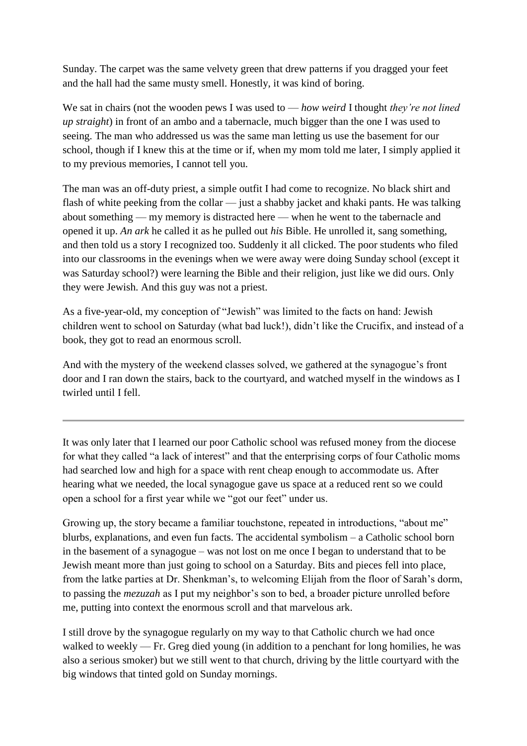Sunday. The carpet was the same velvety green that drew patterns if you dragged your feet and the hall had the same musty smell. Honestly, it was kind of boring.

We sat in chairs (not the wooden pews I was used to — *how weird* I thought *they're not lined up straight*) in front of an ambo and a tabernacle, much bigger than the one I was used to seeing. The man who addressed us was the same man letting us use the basement for our school, though if I knew this at the time or if, when my mom told me later, I simply applied it to my previous memories, I cannot tell you.

The man was an off-duty priest, a simple outfit I had come to recognize. No black shirt and flash of white peeking from the collar — just a shabby jacket and khaki pants. He was talking about something — my memory is distracted here — when he went to the tabernacle and opened it up. *An ark* he called it as he pulled out *his* Bible. He unrolled it, sang something, and then told us a story I recognized too. Suddenly it all clicked. The poor students who filed into our classrooms in the evenings when we were away were doing Sunday school (except it was Saturday school?) were learning the Bible and their religion, just like we did ours. Only they were Jewish. And this guy was not a priest.

As a five-year-old, my conception of "Jewish" was limited to the facts on hand: Jewish children went to school on Saturday (what bad luck!), didn't like the Crucifix, and instead of a book, they got to read an enormous scroll.

And with the mystery of the weekend classes solved, we gathered at the synagogue's front door and I ran down the stairs, back to the courtyard, and watched myself in the windows as I twirled until I fell.

---

It was only later that I learned our poor Catholic school was refused money from the diocese for what they called "a lack of interest" and that the enterprising corps of four Catholic moms had searched low and high for a space with rent cheap enough to accommodate us. After hearing what we needed, the local synagogue gave us space at a reduced rent so we could open a school for a first year while we "got our feet" under us.

Growing up, the story became a familiar touchstone, repeated in introductions, "about me" blurbs, explanations, and even fun facts. The accidental symbolism – a Catholic school born in the basement of a synagogue – was not lost on me once I began to understand that to be Jewish meant more than just going to school on a Saturday. Bits and pieces fell into place, from the latke parties at Dr. Shenkman's, to welcoming Elijah from the floor of Sarah's dorm, to passing the *mezuzah* as I put my neighbor's son to bed, a broader picture unrolled before me, putting into context the enormous scroll and that marvelous ark.

I still drove by the synagogue regularly on my way to that Catholic church we had once walked to weekly — Fr. Greg died young (in addition to a penchant for long homilies, he was also a serious smoker) but we still went to that church, driving by the little courtyard with the big windows that tinted gold on Sunday mornings.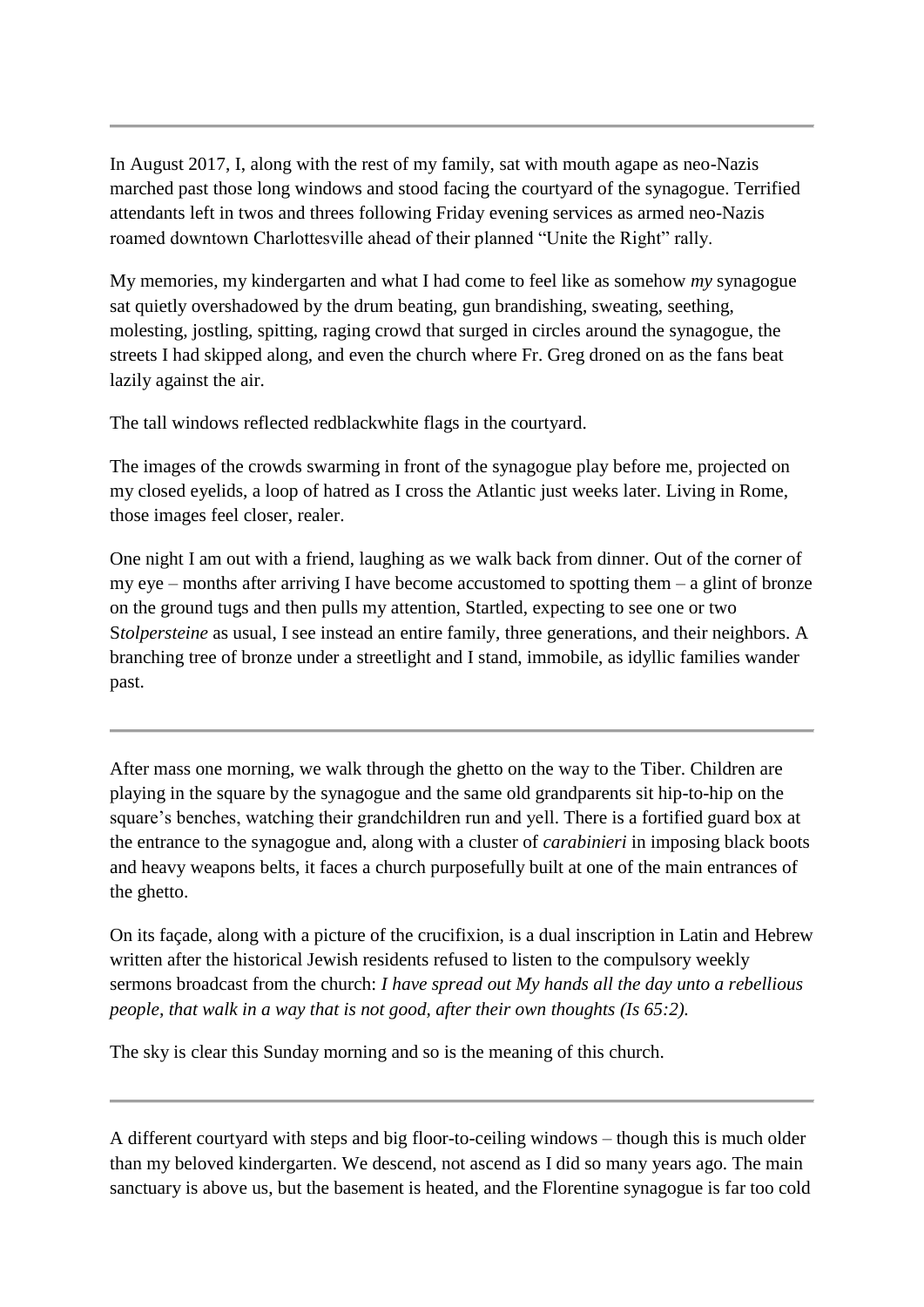---

In August 2017, I, along with the rest of my family, sat with mouth agape as neo-Nazis marched past those long windows and stood facing the courtyard of the synagogue. Terrified attendants left in twos and threes following Friday evening services as armed neo-Nazis roamed downtown Charlottesville ahead of their planned "Unite the Right" rally.

My memories, my kindergarten and what I had come to feel like as somehow *my* synagogue sat quietly overshadowed by the drum beating, gun brandishing, sweating, seething, molesting, jostling, spitting, raging crowd that surged in circles around the synagogue, the streets I had skipped along, and even the church where Fr. Greg droned on as the fans beat lazily against the air.

The tall windows reflected redblackwhite flags in the courtyard.

The images of the crowds swarming in front of the synagogue play before me, projected on my closed eyelids, a loop of hatred as I cross the Atlantic just weeks later. Living in Rome, those images feel closer, realer.

One night I am out with a friend, laughing as we walk back from dinner. Out of the corner of my eye – months after arriving I have become accustomed to spotting them – a glint of bronze on the ground tugs and then pulls my attention, Startled, expecting to see one or two S*tolpersteine* as usual, I see instead an entire family, three generations, and their neighbors. A branching tree of bronze under a streetlight and I stand, immobile, as idyllic families wander past.

---

After mass one morning, we walk through the ghetto on the way to the Tiber. Children are playing in the square by the synagogue and the same old grandparents sit hip-to-hip on the square's benches, watching their grandchildren run and yell. There is a fortified guard box at the entrance to the synagogue and, along with a cluster of *carabinieri* in imposing black boots and heavy weapons belts, it faces a church purposefully built at one of the main entrances of the ghetto.

On its façade, along with a picture of the crucifixion, is a dual inscription in Latin and Hebrew written after the historical Jewish residents refused to listen to the compulsory weekly sermons broadcast from the church: *I have spread out My hands all the day unto a rebellious people, that walk in a way that is not good, after their own thoughts (Is 65:2).*

The sky is clear this Sunday morning and so is the meaning of this church.

---

A different courtyard with steps and big floor-to-ceiling windows – though this is much older than my beloved kindergarten. We descend, not ascend as I did so many years ago. The main sanctuary is above us, but the basement is heated, and the Florentine synagogue is far too cold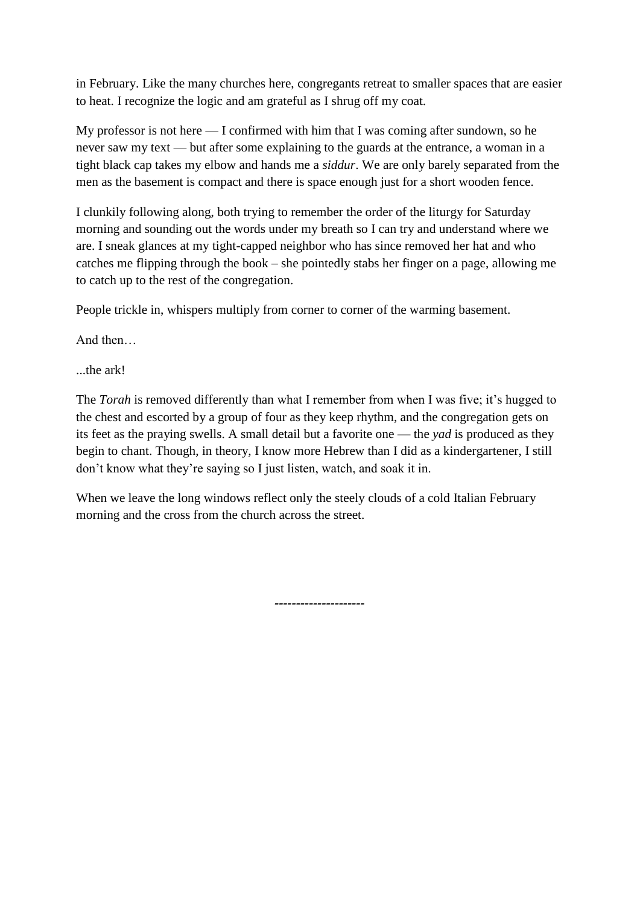in February. Like the many churches here, congregants retreat to smaller spaces that are easier to heat. I recognize the logic and am grateful as I shrug off my coat.

My professor is not here — I confirmed with him that I was coming after sundown, so he never saw my text — but after some explaining to the guards at the entrance, a woman in a tight black cap takes my elbow and hands me a *siddur*. We are only barely separated from the men as the basement is compact and there is space enough just for a short wooden fence.

I clunkily following along, both trying to remember the order of the liturgy for Saturday morning and sounding out the words under my breath so I can try and understand where we are. I sneak glances at my tight-capped neighbor who has since removed her hat and who catches me flipping through the book – she pointedly stabs her finger on a page, allowing me to catch up to the rest of the congregation.

People trickle in, whispers multiply from corner to corner of the warming basement.

And then…

...the ark!

The *Torah* is removed differently than what I remember from when I was five; it's hugged to the chest and escorted by a group of four as they keep rhythm, and the congregation gets on its feet as the praying swells. A small detail but a favorite one — the *yad* is produced as they begin to chant. Though, in theory, I know more Hebrew than I did as a kindergartener, I still don't know what they're saying so I just listen, watch, and soak it in.

When we leave the long windows reflect only the steely clouds of a cold Italian February morning and the cross from the church across the street.

--------------------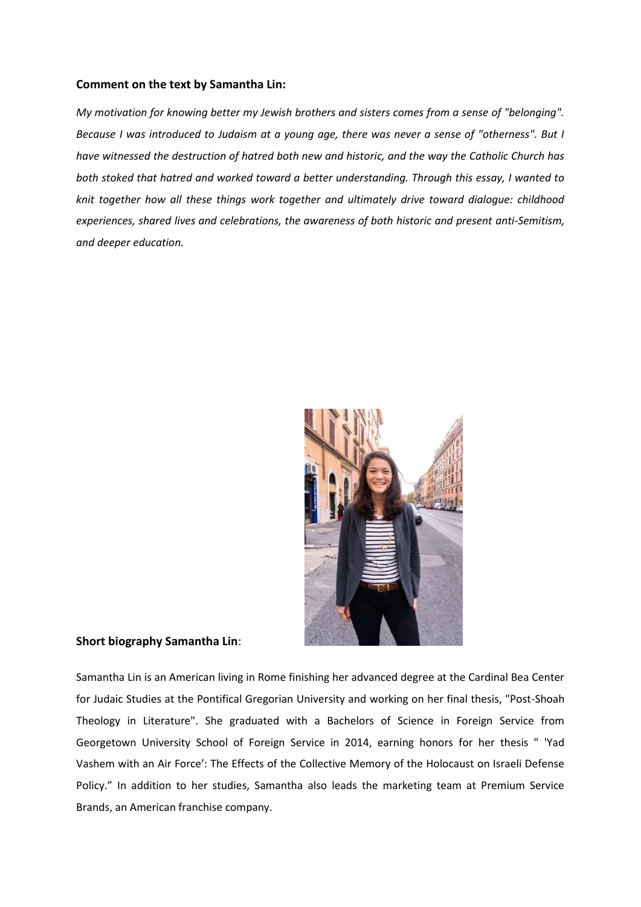**Comment on the text by Samantha Lin:**

*My motivation for knowing better my Jewish brothers and sisters comes from a sense of "belonging". Because I was introduced to Judaism at a young age, there was never a sense of "otherness". But I have witnessed the destruction of hatred both new and historic, and the way the Catholic Church has both stoked that hatred and worked toward a better understanding. Through this essay, I wanted to knit together how all these things work together and ultimately drive toward dialogue: childhood experiences, shared lives and celebrations, the awareness of both historic and present anti-Semitism, and deeper education.*

**Short biography Samantha Lin**:

Samantha Lin is an American living in Rome finishing her advanced degree at the Cardinal Bea Center for Judaic Studies at the Pontifical Gregorian University and working on her final thesis, "Post-Shoah Theology in Literature". She graduated with a Bachelors of Science in Foreign Service from Georgetown University School of Foreign Service in 2014, earning honors for her thesis " 'Yad Vashem with an Air Force': The Effects of the Collective Memory of the Holocaust on Israeli Defense Policy." In addition to her studies, Samantha also leads the marketing team at Premium Service Brands, an American franchise company.